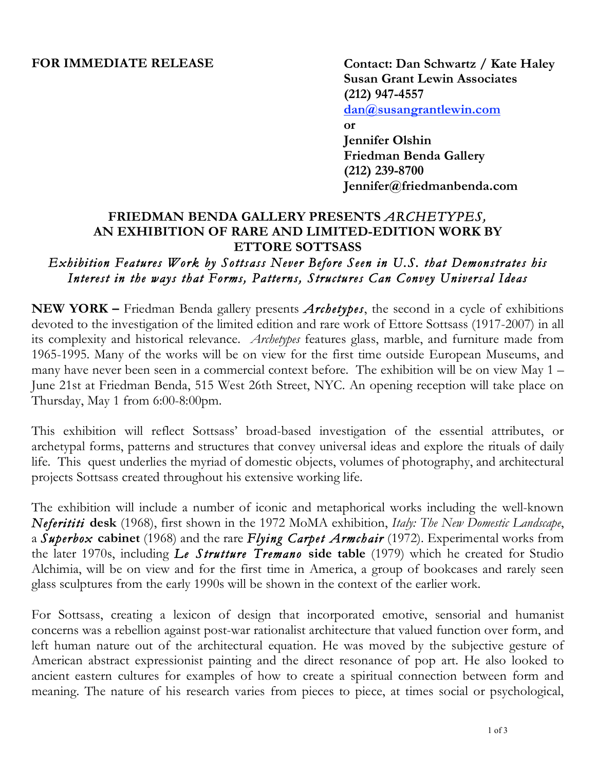**FOR IMMEDIATE RELEASE**

**Contact: Dan Schwartz / Kate Haley**
**Susan Grant Lewin Associates**
**(212) 947-4557**
**dan@susangrantlewin.com**
**or**
**Jennifer Olshin**
**Friedman Benda Gallery**
**(212) 239-8700**
**Jennifer@friedmanbenda.com**

# FRIEDMAN BENDA GALLERY PRESENTS *ARCHETYPES*, AN EXHIBITION OF RARE AND LIMITED-EDITION WORK BY ETTORE SOTTSASS

*Exhibition Features Work by Sottsass Never Before Seen in U.S. that Demonstrates his Interest in the ways that Forms, Patterns, Structures Can Convey Universal Ideas*

**NEW YORK –** Friedman Benda gallery presents ***Archetypes***, the second in a cycle of exhibitions devoted to the investigation of the limited edition and rare work of Ettore Sottsass (1917-2007) in all its complexity and historical relevance. *Archetypes* features glass, marble, and furniture made from 1965-1995. Many of the works will be on view for the first time outside European Museums, and many have never been seen in a commercial context before. The exhibition will be on view May 1 – June 21st at Friedman Benda, 515 West 26th Street, NYC. An opening reception will take place on Thursday, May 1 from 6:00-8:00pm.

This exhibition will reflect Sottsass' broad-based investigation of the essential attributes, or archetypal forms, patterns and structures that convey universal ideas and explore the rituals of daily life. This quest underlies the myriad of domestic objects, volumes of photography, and architectural projects Sottsass created throughout his extensive working life.

The exhibition will include a number of iconic and metaphorical works including the well-known ***Neferititi* desk** (1968), first shown in the 1972 MoMA exhibition, *Italy: The New Domestic Landscape*, a ***Superbox* cabinet** (1968) and the rare ***Flying Carpet Armchair*** (1972). Experimental works from the later 1970s, including ***Le Strutture Tremano* side table** (1979) which he created for Studio Alchimia, will be on view and for the first time in America, a group of bookcases and rarely seen glass sculptures from the early 1990s will be shown in the context of the earlier work.

For Sottsass, creating a lexicon of design that incorporated emotive, sensorial and humanist concerns was a rebellion against post-war rationalist architecture that valued function over form, and left human nature out of the architectural equation. He was moved by the subjective gesture of American abstract expressionist painting and the direct resonance of pop art. He also looked to ancient eastern cultures for examples of how to create a spiritual connection between form and meaning. The nature of his research varies from pieces to piece, at times social or psychological,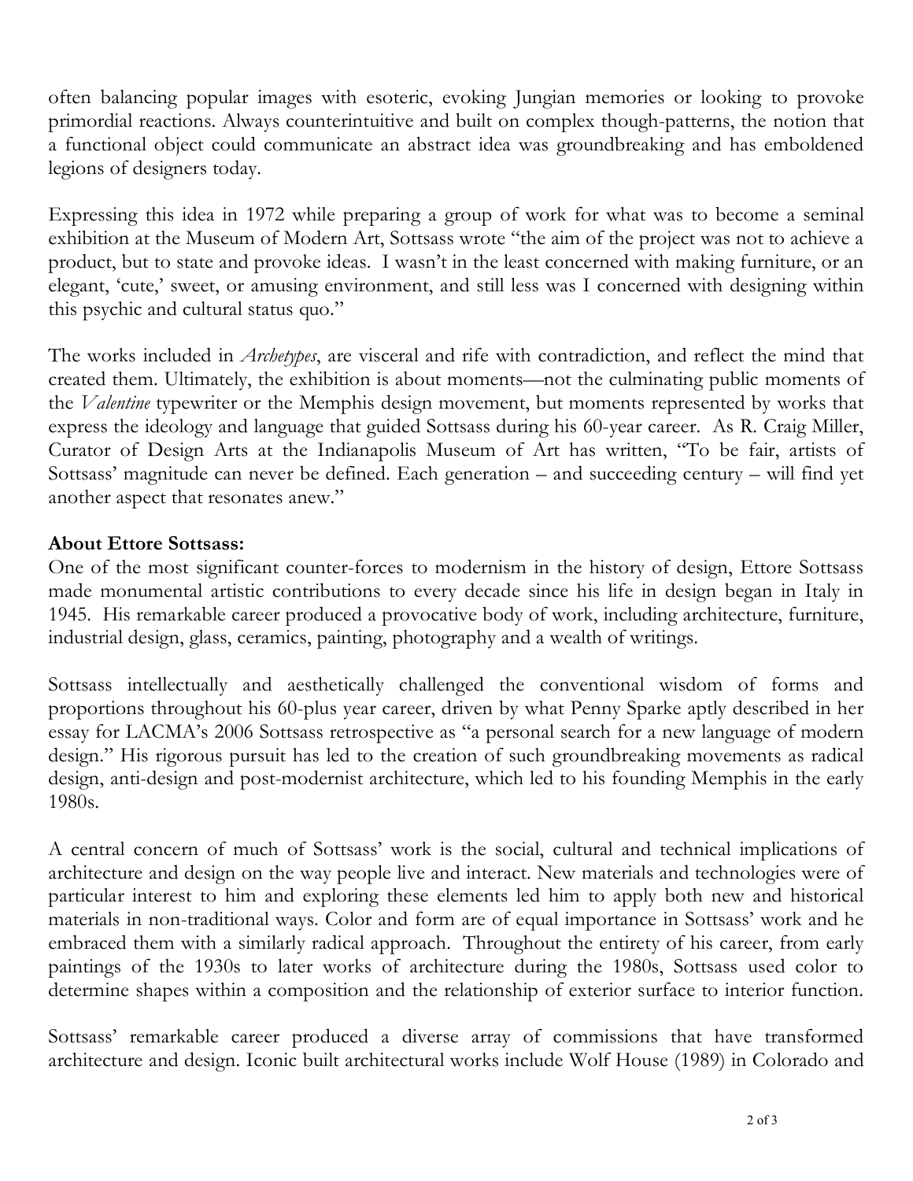often balancing popular images with esoteric, evoking Jungian memories or looking to provoke primordial reactions. Always counterintuitive and built on complex though-patterns, the notion that a functional object could communicate an abstract idea was groundbreaking and has emboldened legions of designers today.

Expressing this idea in 1972 while preparing a group of work for what was to become a seminal exhibition at the Museum of Modern Art, Sottsass wrote "the aim of the project was not to achieve a product, but to state and provoke ideas. I wasn't in the least concerned with making furniture, or an elegant, 'cute,' sweet, or amusing environment, and still less was I concerned with designing within this psychic and cultural status quo."

The works included in *Archetypes*, are visceral and rife with contradiction, and reflect the mind that created them. Ultimately, the exhibition is about moments—not the culminating public moments of the *Valentine* typewriter or the Memphis design movement, but moments represented by works that express the ideology and language that guided Sottsass during his 60-year career. As R. Craig Miller, Curator of Design Arts at the Indianapolis Museum of Art has written, "To be fair, artists of Sottsass' magnitude can never be defined. Each generation – and succeeding century – will find yet another aspect that resonates anew."

**About Ettore Sottsass:**

One of the most significant counter-forces to modernism in the history of design, Ettore Sottsass made monumental artistic contributions to every decade since his life in design began in Italy in 1945. His remarkable career produced a provocative body of work, including architecture, furniture, industrial design, glass, ceramics, painting, photography and a wealth of writings.

Sottsass intellectually and aesthetically challenged the conventional wisdom of forms and proportions throughout his 60-plus year career, driven by what Penny Sparke aptly described in her essay for LACMA's 2006 Sottsass retrospective as "a personal search for a new language of modern design." His rigorous pursuit has led to the creation of such groundbreaking movements as radical design, anti-design and post-modernist architecture, which led to his founding Memphis in the early 1980s.

A central concern of much of Sottsass' work is the social, cultural and technical implications of architecture and design on the way people live and interact. New materials and technologies were of particular interest to him and exploring these elements led him to apply both new and historical materials in non-traditional ways. Color and form are of equal importance in Sottsass' work and he embraced them with a similarly radical approach. Throughout the entirety of his career, from early paintings of the 1930s to later works of architecture during the 1980s, Sottsass used color to determine shapes within a composition and the relationship of exterior surface to interior function.

Sottsass' remarkable career produced a diverse array of commissions that have transformed architecture and design. Iconic built architectural works include Wolf House (1989) in Colorado and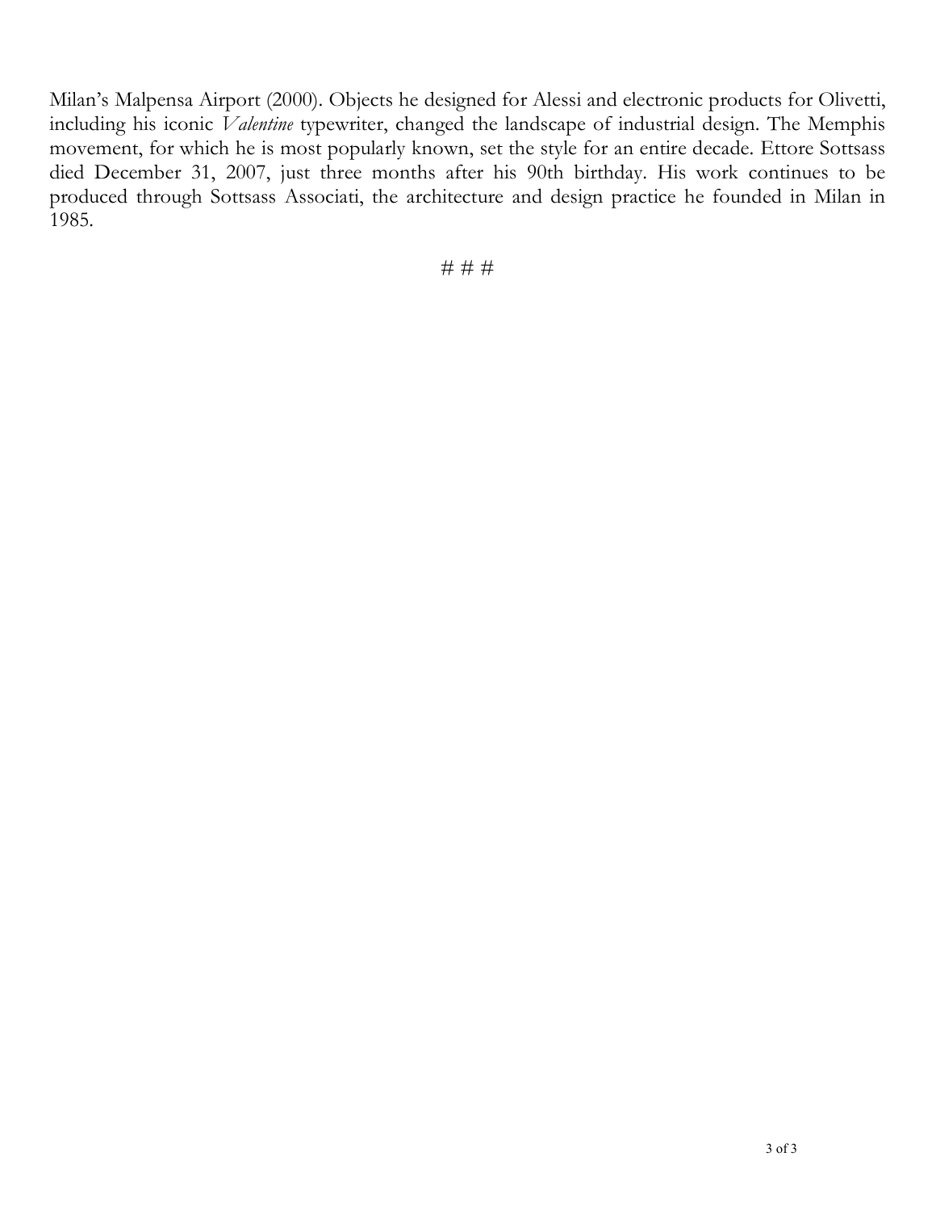Milan's Malpensa Airport (2000). Objects he designed for Alessi and electronic products for Olivetti, including his iconic *Valentine* typewriter, changed the landscape of industrial design. The Memphis movement, for which he is most popularly known, set the style for an entire decade. Ettore Sottsass died December 31, 2007, just three months after his 90th birthday. His work continues to be produced through Sottsass Associati, the architecture and design practice he founded in Milan in 1985.

# # #